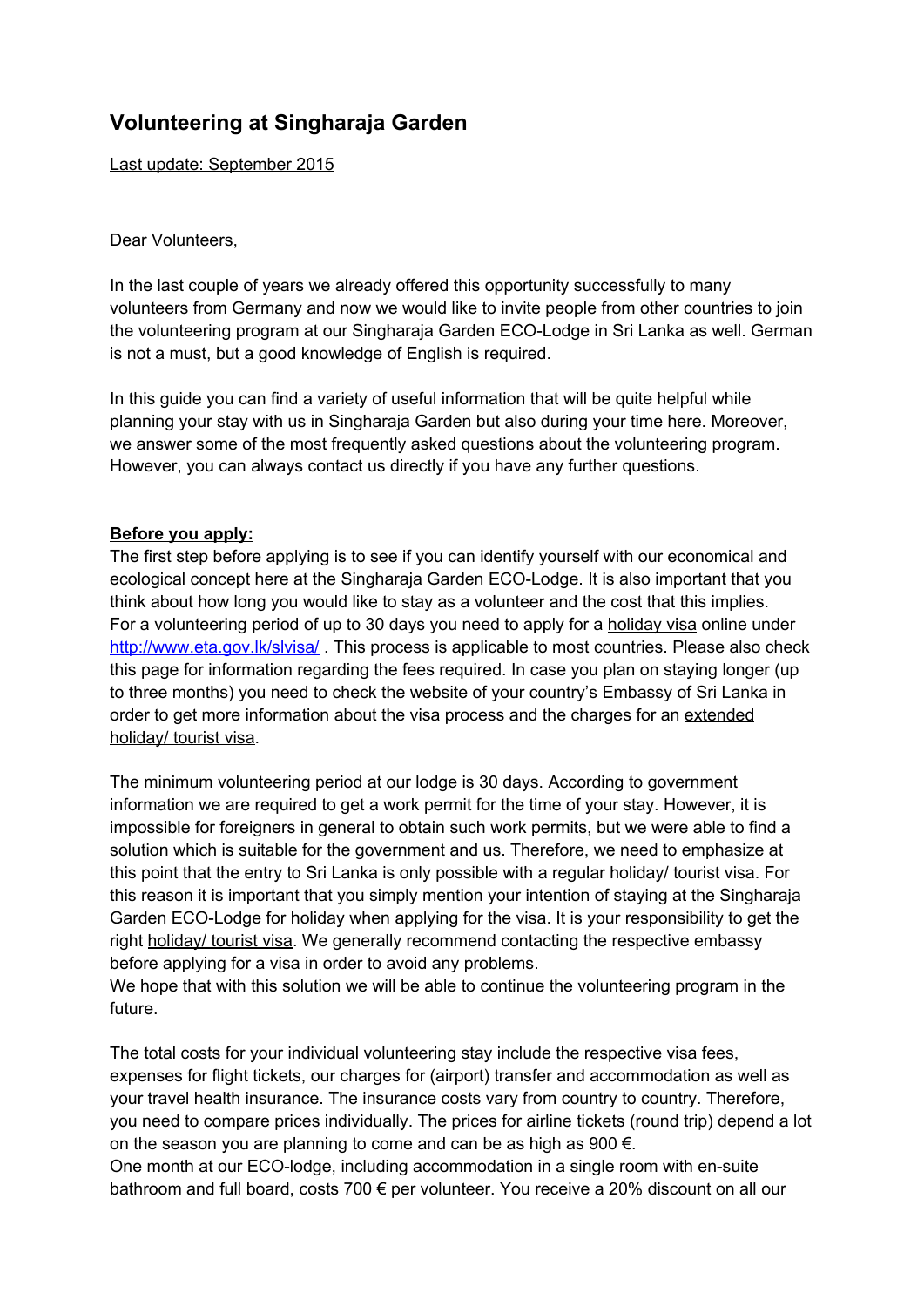# Volunteering at Singharaja Garden

Last update: September 2015

Dear Volunteers,

In the last couple of years we already offered this opportunity successfully to many volunteers from Germany and now we would like to invite people from other countries to join the volunteering program at our Singharaja Garden ECO-Lodge in Sri Lanka as well. German is not a must, but a good knowledge of English is required.

In this guide you can find a variety of useful information that will be quite helpful while planning your stay with us in Singharaja Garden but also during your time here. Moreover, we answer some of the most frequently asked questions about the volunteering program. However, you can always contact us directly if you have any further questions.

**Before you apply:**

The first step before applying is to see if you can identify yourself with our economical and ecological concept here at the Singharaja Garden ECO-Lodge. It is also important that you think about how long you would like to stay as a volunteer and the cost that this implies. For a volunteering period of up to 30 days you need to apply for a holiday visa online under http://www.eta.gov.lk/slvisa/ . This process is applicable to most countries. Please also check this page for information regarding the fees required. In case you plan on staying longer (up to three months) you need to check the website of your country's Embassy of Sri Lanka in order to get more information about the visa process and the charges for an extended holiday/ tourist visa.

The minimum volunteering period at our lodge is 30 days. According to government information we are required to get a work permit for the time of your stay. However, it is impossible for foreigners in general to obtain such work permits, but we were able to find a solution which is suitable for the government and us. Therefore, we need to emphasize at this point that the entry to Sri Lanka is only possible with a regular holiday/ tourist visa. For this reason it is important that you simply mention your intention of staying at the Singharaja Garden ECO-Lodge for holiday when applying for the visa. It is your responsibility to get the right holiday/ tourist visa. We generally recommend contacting the respective embassy before applying for a visa in order to avoid any problems.
We hope that with this solution we will be able to continue the volunteering program in the future.

The total costs for your individual volunteering stay include the respective visa fees, expenses for flight tickets, our charges for (airport) transfer and accommodation as well as your travel health insurance. The insurance costs vary from country to country. Therefore, you need to compare prices individually. The prices for airline tickets (round trip) depend a lot on the season you are planning to come and can be as high as 900 €.
One month at our ECO-lodge, including accommodation in a single room with en-suite bathroom and full board, costs 700 € per volunteer. You receive a 20% discount on all our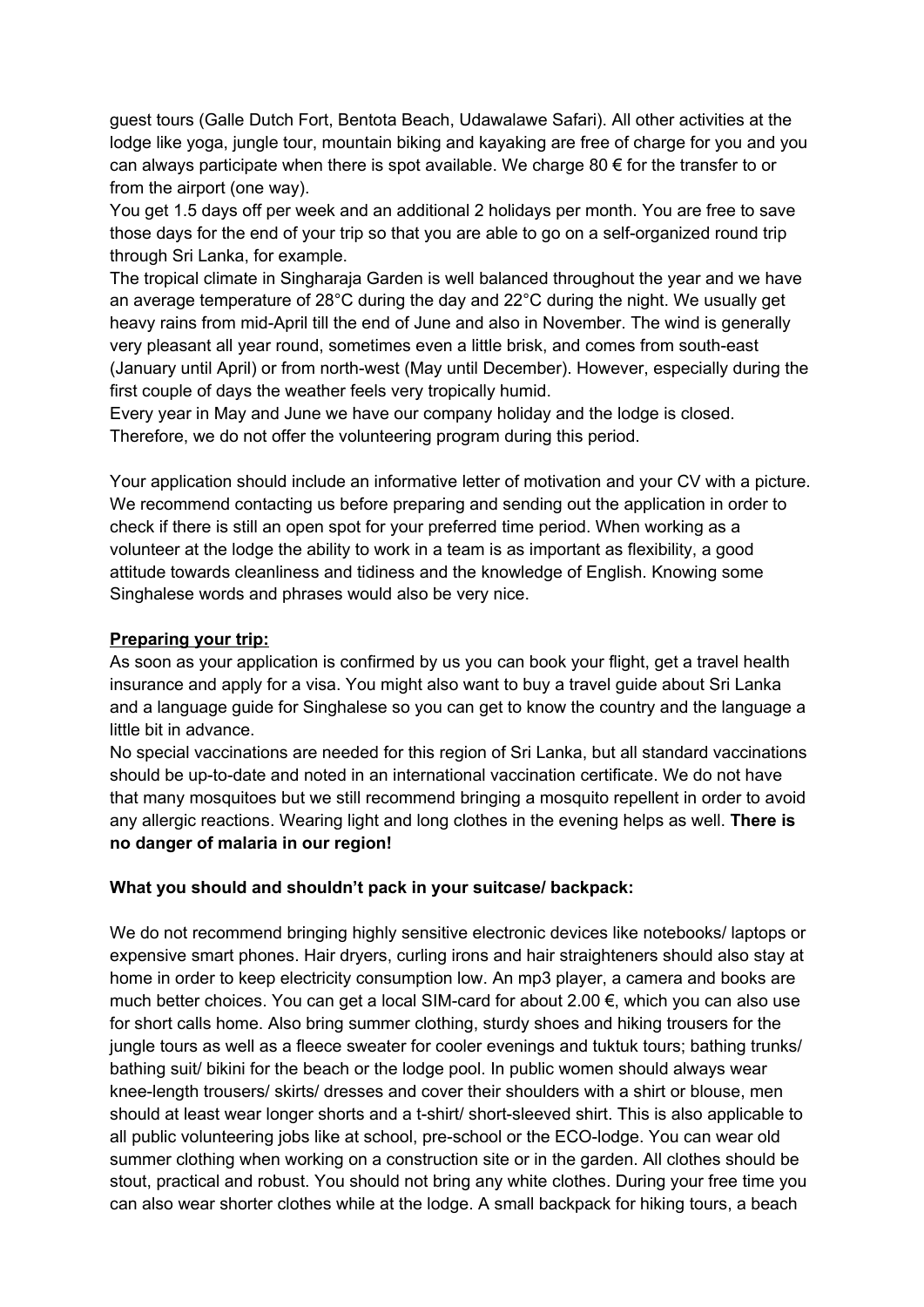guest tours (Galle Dutch Fort, Bentota Beach, Udawalawe Safari). All other activities at the lodge like yoga, jungle tour, mountain biking and kayaking are free of charge for you and you can always participate when there is spot available. We charge 80 € for the transfer to or from the airport (one way).

You get 1.5 days off per week and an additional 2 holidays per month. You are free to save those days for the end of your trip so that you are able to go on a self-organized round trip through Sri Lanka, for example.

The tropical climate in Singharaja Garden is well balanced throughout the year and we have an average temperature of 28°C during the day and 22°C during the night. We usually get heavy rains from mid-April till the end of June and also in November. The wind is generally very pleasant all year round, sometimes even a little brisk, and comes from south-east (January until April) or from north-west (May until December). However, especially during the first couple of days the weather feels very tropically humid.

Every year in May and June we have our company holiday and the lodge is closed. Therefore, we do not offer the volunteering program during this period.

Your application should include an informative letter of motivation and your CV with a picture. We recommend contacting us before preparing and sending out the application in order to check if there is still an open spot for your preferred time period. When working as a volunteer at the lodge the ability to work in a team is as important as flexibility, a good attitude towards cleanliness and tidiness and the knowledge of English. Knowing some Singhalese words and phrases would also be very nice.

**Preparing your trip:**

As soon as your application is confirmed by us you can book your flight, get a travel health insurance and apply for a visa. You might also want to buy a travel guide about Sri Lanka and a language guide for Singhalese so you can get to know the country and the language a little bit in advance.

No special vaccinations are needed for this region of Sri Lanka, but all standard vaccinations should be up-to-date and noted in an international vaccination certificate. We do not have that many mosquitoes but we still recommend bringing a mosquito repellent in order to avoid any allergic reactions. Wearing light and long clothes in the evening helps as well. **There is no danger of malaria in our region!**

**What you should and shouldn't pack in your suitcase/ backpack:**

We do not recommend bringing highly sensitive electronic devices like notebooks/ laptops or expensive smart phones. Hair dryers, curling irons and hair straighteners should also stay at home in order to keep electricity consumption low. An mp3 player, a camera and books are much better choices. You can get a local SIM-card for about 2.00 €, which you can also use for short calls home. Also bring summer clothing, sturdy shoes and hiking trousers for the jungle tours as well as a fleece sweater for cooler evenings and tuktuk tours; bathing trunks/ bathing suit/ bikini for the beach or the lodge pool. In public women should always wear knee-length trousers/ skirts/ dresses and cover their shoulders with a shirt or blouse, men should at least wear longer shorts and a t-shirt/ short-sleeved shirt. This is also applicable to all public volunteering jobs like at school, pre-school or the ECO-lodge. You can wear old summer clothing when working on a construction site or in the garden. All clothes should be stout, practical and robust. You should not bring any white clothes. During your free time you can also wear shorter clothes while at the lodge. A small backpack for hiking tours, a beach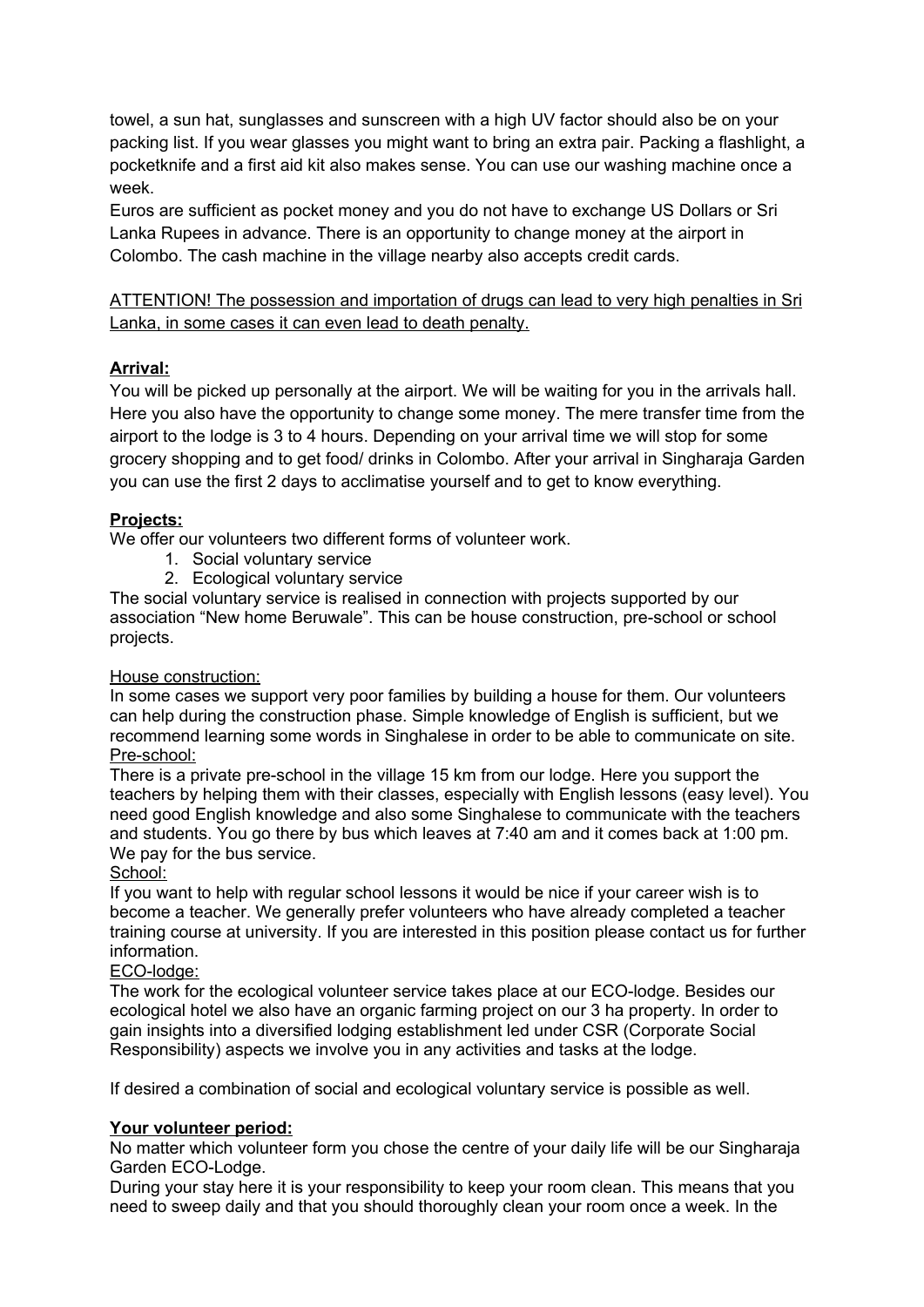towel, a sun hat, sunglasses and sunscreen with a high UV factor should also be on your packing list. If you wear glasses you might want to bring an extra pair. Packing a flashlight, a pocketknife and a first aid kit also makes sense. You can use our washing machine once a week.

Euros are sufficient as pocket money and you do not have to exchange US Dollars or Sri Lanka Rupees in advance. There is an opportunity to change money at the airport in Colombo. The cash machine in the village nearby also accepts credit cards.

<u>ATTENTION! The possession and importation of drugs can lead to very high penalties in Sri Lanka, in some cases it can even lead to death penalty.</u>

**Arrival:**

You will be picked up personally at the airport. We will be waiting for you in the arrivals hall. Here you also have the opportunity to change some money. The mere transfer time from the airport to the lodge is 3 to 4 hours. Depending on your arrival time we will stop for some grocery shopping and to get food/ drinks in Colombo. After your arrival in Singharaja Garden you can use the first 2 days to acclimatise yourself and to get to know everything.

**Projects:**

We offer our volunteers two different forms of volunteer work.

1. Social voluntary service
2. Ecological voluntary service

The social voluntary service is realised in connection with projects supported by our association "New home Beruwale". This can be house construction, pre-school or school projects.

<u>House construction:</u>

In some cases we support very poor families by building a house for them. Our volunteers can help during the construction phase. Simple knowledge of English is sufficient, but we recommend learning some words in Singhalese in order to be able to communicate on site.

<u>Pre-school:</u>

There is a private pre-school in the village 15 km from our lodge. Here you support the teachers by helping them with their classes, especially with English lessons (easy level). You need good English knowledge and also some Singhalese to communicate with the teachers and students. You go there by bus which leaves at 7:40 am and it comes back at 1:00 pm. We pay for the bus service.

<u>School:</u>

If you want to help with regular school lessons it would be nice if your career wish is to become a teacher. We generally prefer volunteers who have already completed a teacher training course at university. If you are interested in this position please contact us for further information.

<u>ECO-lodge:</u>

The work for the ecological volunteer service takes place at our ECO-lodge. Besides our ecological hotel we also have an organic farming project on our 3 ha property. In order to gain insights into a diversified lodging establishment led under CSR (Corporate Social Responsibility) aspects we involve you in any activities and tasks at the lodge.

If desired a combination of social and ecological voluntary service is possible as well.

**Your volunteer period:**

No matter which volunteer form you chose the centre of your daily life will be our Singharaja Garden ECO-Lodge.

During your stay here it is your responsibility to keep your room clean. This means that you need to sweep daily and that you should thoroughly clean your room once a week. In the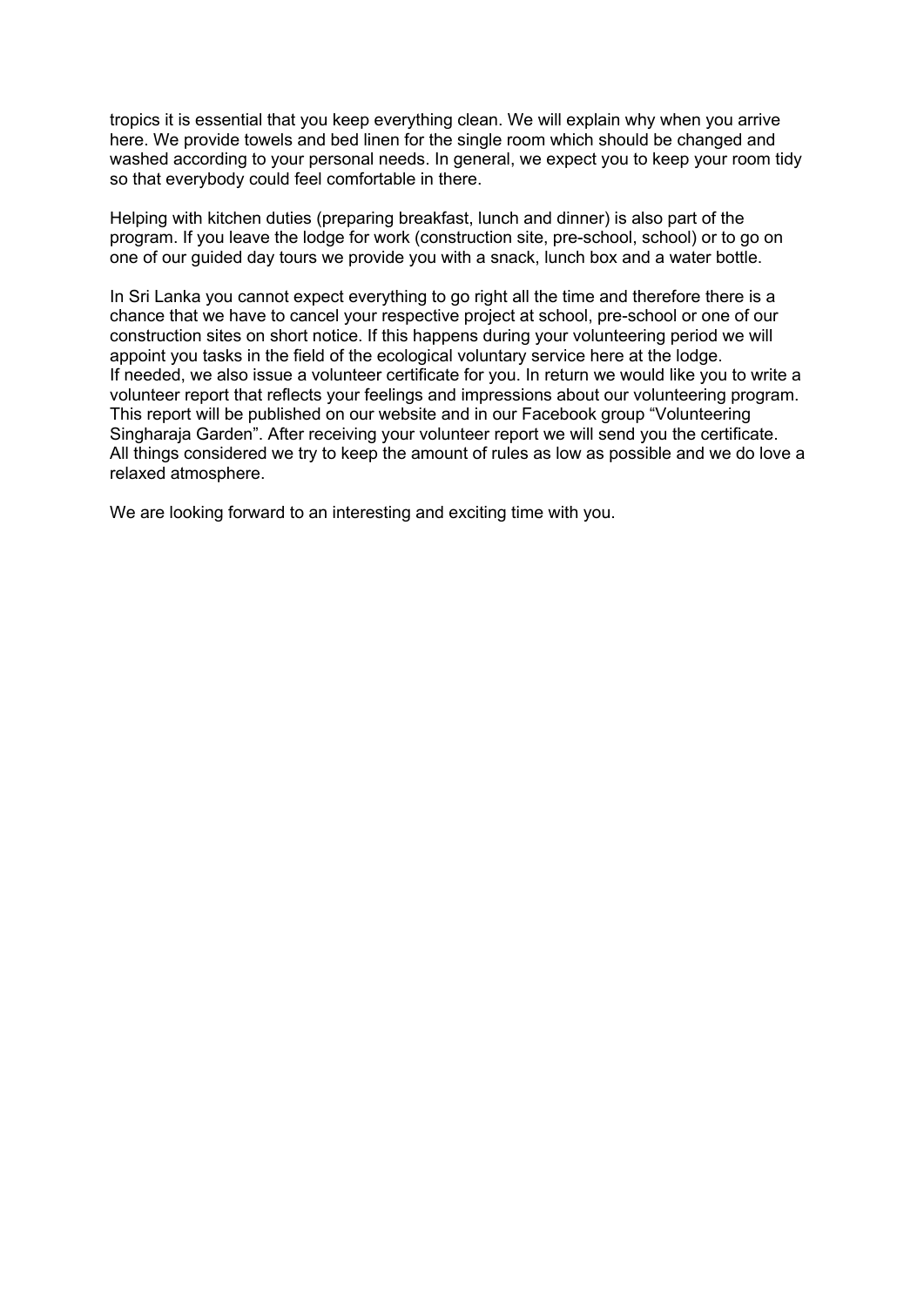tropics it is essential that you keep everything clean. We will explain why when you arrive here. We provide towels and bed linen for the single room which should be changed and washed according to your personal needs. In general, we expect you to keep your room tidy so that everybody could feel comfortable in there.

Helping with kitchen duties (preparing breakfast, lunch and dinner) is also part of the program. If you leave the lodge for work (construction site, pre-school, school) or to go on one of our guided day tours we provide you with a snack, lunch box and a water bottle.

In Sri Lanka you cannot expect everything to go right all the time and therefore there is a chance that we have to cancel your respective project at school, pre-school or one of our construction sites on short notice. If this happens during your volunteering period we will appoint you tasks in the field of the ecological voluntary service here at the lodge.
If needed, we also issue a volunteer certificate for you. In return we would like you to write a volunteer report that reflects your feelings and impressions about our volunteering program. This report will be published on our website and in our Facebook group "Volunteering Singharaja Garden". After receiving your volunteer report we will send you the certificate.
All things considered we try to keep the amount of rules as low as possible and we do love a relaxed atmosphere.

We are looking forward to an interesting and exciting time with you.